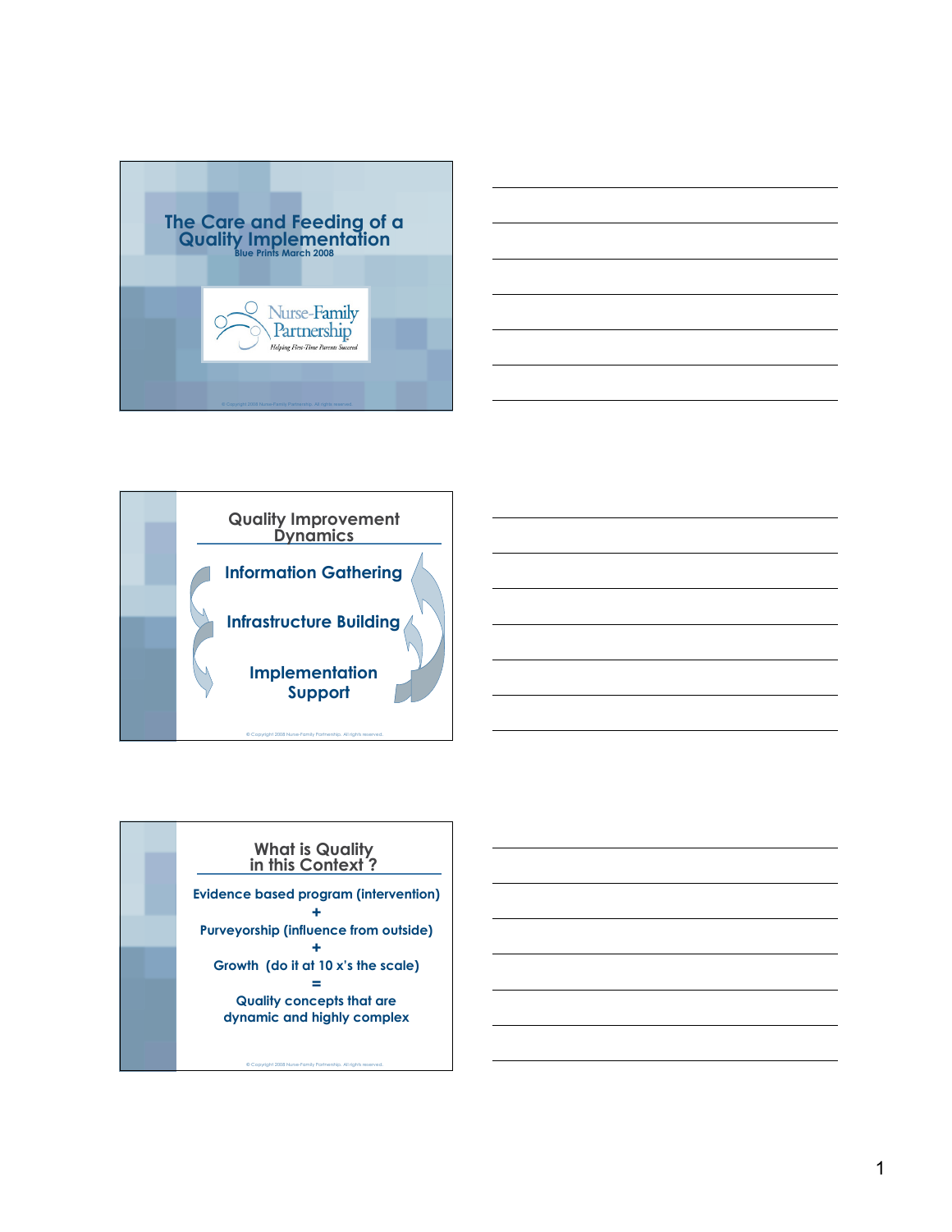# The Care and Feeding of a Quality Implementation

**Blue Prints March 2008**

Nurse-Family Partnership

*Helping First-Time Parents Succeed*

© Copyright 2008 Nurse-Family Partnership. All rights reserved.

## Quality Improvement Dynamics

**Information Gathering**

**Infrastructure Building**

**Implementation Support**

© Copyright 2008 Nurse-Family Partnership. All rights reserved.

## What is Quality in this Context ?

**Evidence based program (intervention)**

**+**

**Purveyorship (influence from outside)**

**+**

**Growth (do it at 10 x's the scale)**

**=**

**Quality concepts that are dynamic and highly complex**

© Copyright 2008 Nurse-Family Partnership. All rights reserved.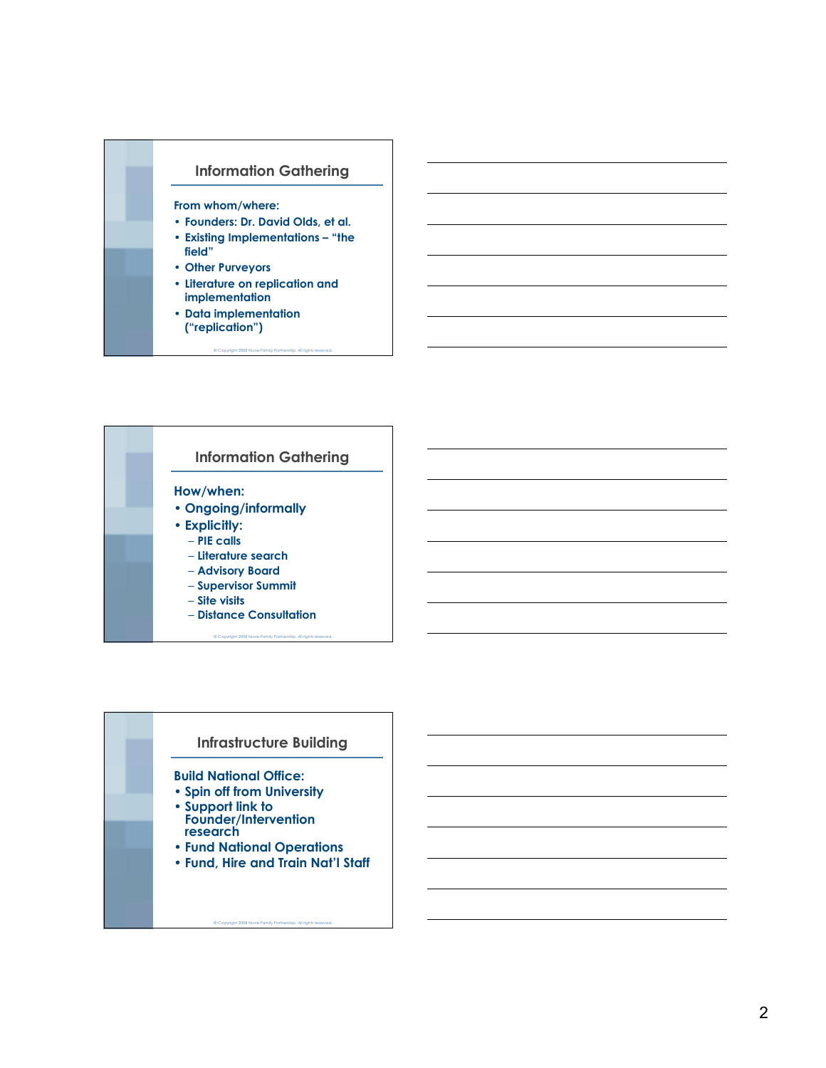## Information Gathering

From whom/where:

- Founders: Dr. David Olds, et al.
- Existing Implementations – "the field"
- Other Purveyors
- Literature on replication and implementation
- Data implementation ("replication")

© Copyright 2008 Nurse-Family Partnership. All rights reserved.

## Information Gathering

How/when:

- Ongoing/informally
- Explicitly:
  - PIE calls
  - Literature search
  - Advisory Board
  - Supervisor Summit
  - Site visits
  - Distance Consultation

© Copyright 2008 Nurse-Family Partnership. All rights reserved.

## Infrastructure Building

Build National Office:

- Spin off from University
- Support link to Founder/Intervention research
- Fund National Operations
- Fund, Hire and Train Nat'l Staff

© Copyright 2008 Nurse-Family Partnership. All rights reserved.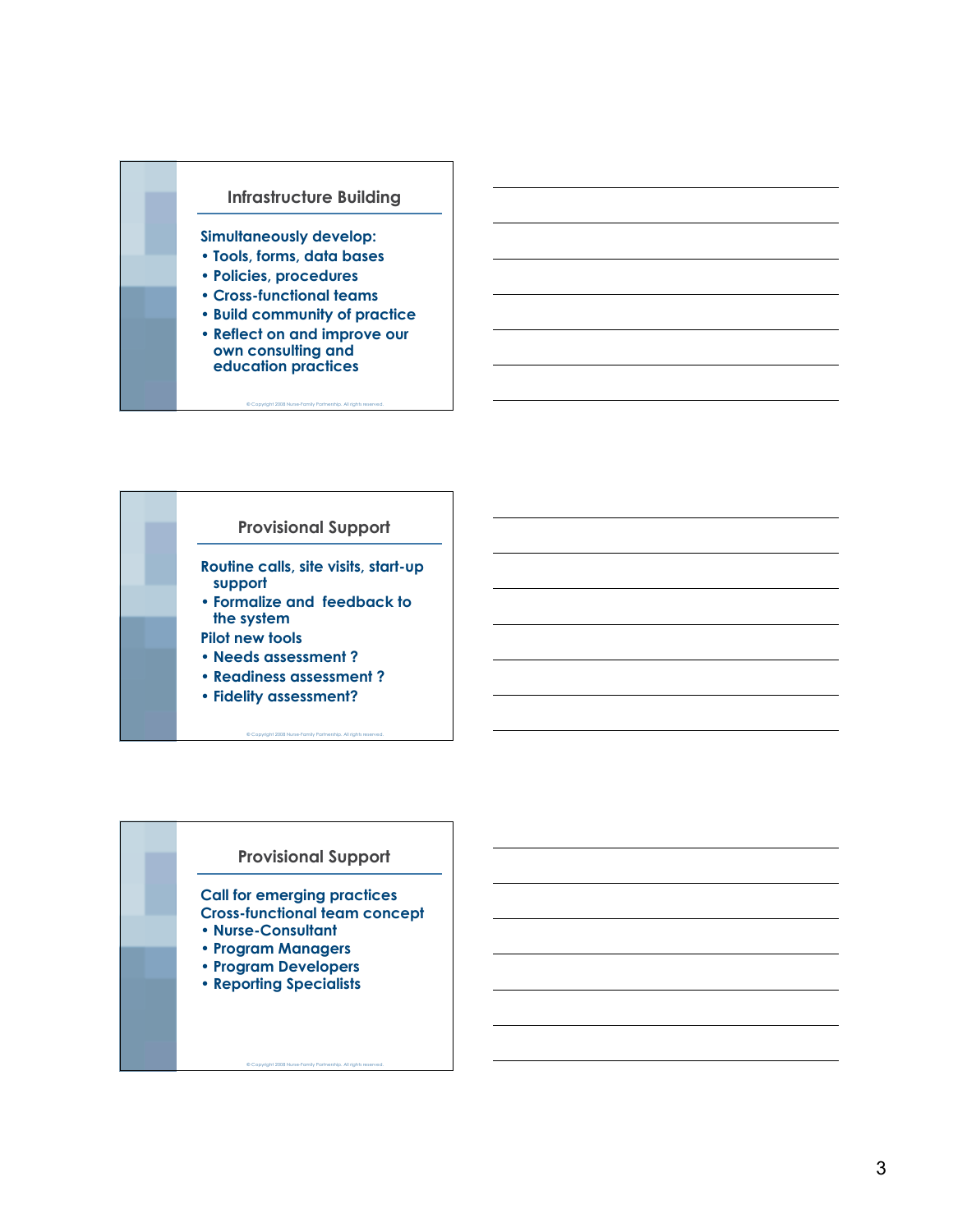## Infrastructure Building

Simultaneously develop:

- Tools, forms, data bases
- Policies, procedures
- Cross-functional teams
- Build community of practice
- Reflect on and improve our own consulting and education practices

© Copyright 2008 Nurse-Family Partnership. All rights reserved.

## Provisional Support

Routine calls, site visits, start-up support

- Formalize and feedback to the system

Pilot new tools

- Needs assessment ?
- Readiness assessment ?
- Fidelity assessment?

© Copyright 2008 Nurse-Family Partnership. All rights reserved.

## Provisional Support

Call for emerging practices

Cross-functional team concept

- Nurse-Consultant
- Program Managers
- Program Developers
- Reporting Specialists

© Copyright 2008 Nurse-Family Partnership. All rights reserved.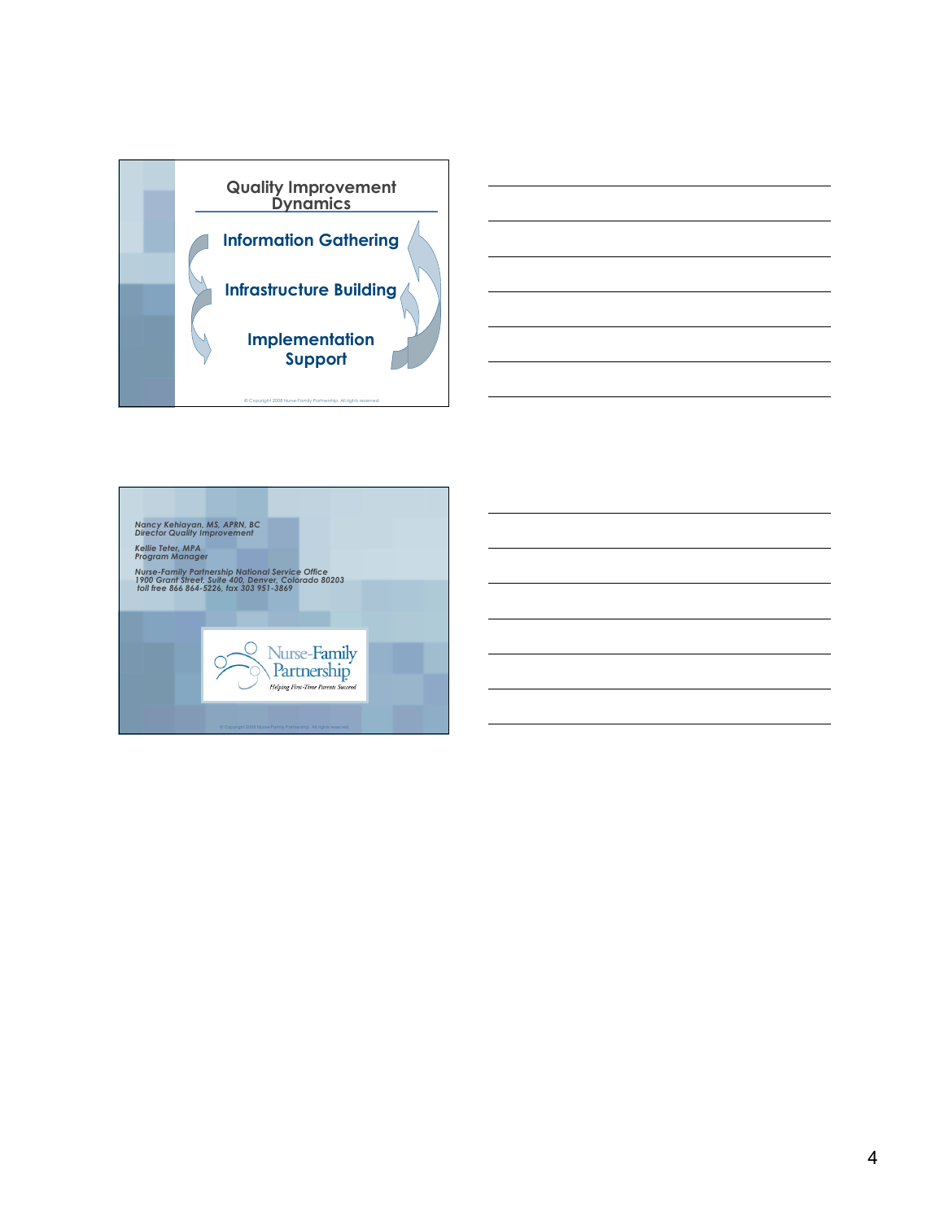## Quality Improvement Dynamics

**Information Gathering**

**Infrastructure Building**

**Implementation Support**

© Copyright 2008 Nurse-Family Partnership. All rights reserved.

*Nancy Kehiayan, MS, APRN, BC*
*Director Quality Improvement*

*Kellie Teter, MPA*
*Program Manager*

*Nurse-Family Partnership National Service Office*
*1900 Grant Street, Suite 400, Denver, Colorado 80203*
*toll free 866 864-5226, fax 303 951-3869*

Nurse-Family Partnership
*Helping First-Time Parents Succeed*

© Copyright 2008 Nurse-Family Partnership. All rights reserved.